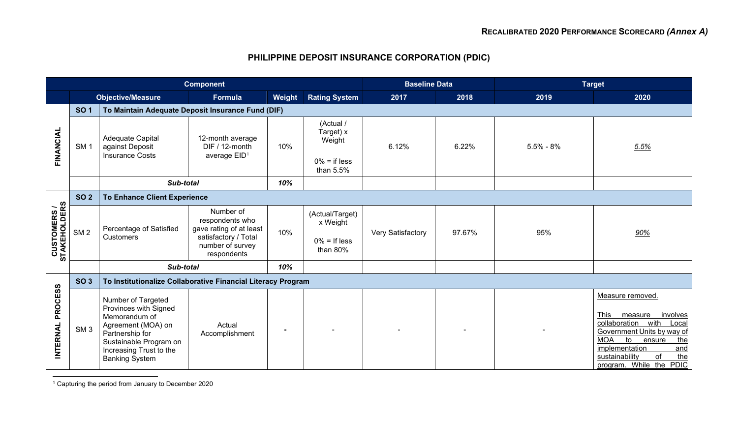**RECALIBRATED 2020 PERFORMANCE SCORECARD** ***(Annex A)***

# PHILIPPINE DEPOSIT INSURANCE CORPORATION (PDIC)

| Component | | | | | | Baseline Data | | Target | |
|---|---|---|---|---|---|---|---|---|---|
| | Objective/Measure | | Formula | Weight | Rating System | 2017 | 2018 | 2019 | 2020 |
| FINANCIAL | **SO 1** | **To Maintain Adequate Deposit Insurance Fund (DIF)** | | | | | | | |
| | SM 1 | Adequate Capital against Deposit Insurance Costs | 12-month average DIF / 12-month average EID[1] | 10% | (Actual / Target) x Weight<br><br>0% = if less than 5.5% | 6.12% | 6.22% | 5.5% - 8% | <u>5.5%</u> |
| | | ***Sub-total*** | | ***10%*** | | | | | |
| CUSTOMERS / STAKEHOLDERS | **SO 2** | **To Enhance Client Experience** | | | | | | | |
| | SM 2 | Percentage of Satisfied Customers | Number of respondents who gave rating of at least satisfactory / Total number of survey respondents | 10% | (Actual/Target) x Weight<br><br>0% = If less than 80% | Very Satisfactory | 97.67% | 95% | <u>90%</u> |
| | | ***Sub-total*** | | ***10%*** | | | | | |
| INTERNAL PROCESS | **SO 3** | **To Institutionalize Collaborative Financial Literacy Program** | | | | | | | |
| | SM 3 | Number of Targeted Provinces with Signed Memorandum of Agreement (MOA) on Partnership for Sustainable Program on Increasing Trust to the Banking System | Actual Accomplishment | - | - | - | - | - | <u>Measure removed.</u><br><br><u>This measure involves collaboration with Local Government Units by way of MOA to ensure the implementation and sustainability of the program. While the PDIC</u> |

[1] Capturing the period from January to December 2020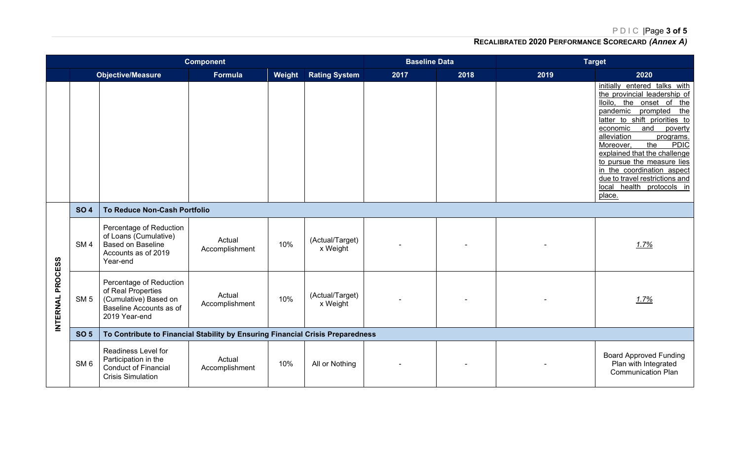**RECALIBRATED 2020 PERFORMANCE SCORECARD *(Annex A)***

| | Component | | | | | Baseline Data | | Target | |
|---|---|---|---|---|---|---|---|---|---|
| | Objective/Measure | | Formula | Weight | Rating System | 2017 | 2018 | 2019 | 2020 |
| | | | | | | | | | initially entered talks with the provincial leadership of Iloilo, the onset of the pandemic prompted the latter to shift priorities to economic and poverty alleviation programs. Moreover, the PDIC explained that the challenge to pursue the measure lies in the coordination aspect due to travel restrictions and local health protocols in place. |
| INTERNAL PROCESS | **SO 4** | **To Reduce Non-Cash Portfolio** | | | | | | | |
| | SM 4 | Percentage of Reduction of Loans (Cumulative) Based on Baseline Accounts as of 2019 Year-end | Actual Accomplishment | 10% | (Actual/Target) x Weight | - | - | - | *1.7%* |
| | SM 5 | Percentage of Reduction of Real Properties (Cumulative) Based on Baseline Accounts as of 2019 Year-end | Actual Accomplishment | 10% | (Actual/Target) x Weight | - | - | - | *1.7%* |
| | **SO 5** | **To Contribute to Financial Stability by Ensuring Financial Crisis Preparedness** | | | | | | | |
| | SM 6 | Readiness Level for Participation in the Conduct of Financial Crisis Simulation | Actual Accomplishment | 10% | All or Nothing | - | - | - | Board Approved Funding Plan with Integrated Communication Plan |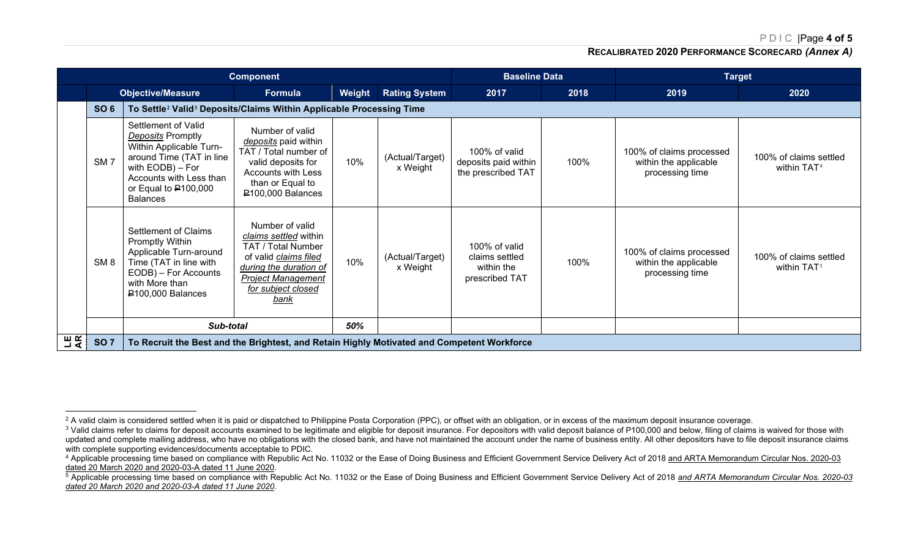## RECALIBRATED 2020 PERFORMANCE SCORECARD *(Annex A)*

| | Component | | | | | Baseline Data | | Target | |
|---|---|---|---|---|---|---|---|---|---|
| | Objective/Measure | | Formula | Weight | Rating System | 2017 | 2018 | 2019 | 2020 |
| | **SO 6** | **To Settle[2] Valid[3] Deposits/Claims Within Applicable Processing Time** | | | | | | | |
| | SM 7 | Settlement of Valid *Deposits* Promptly Within Applicable Turn-around Time (TAT in line with EODB) – For Accounts with Less than or Equal to ₱100,000 Balances | Number of valid *deposits* paid within TAT / Total number of valid deposits for Accounts with Less than or Equal to ₱100,000 Balances | 10% | (Actual/Target) x Weight | 100% of valid deposits paid within the prescribed TAT | 100% | 100% of claims processed within the applicable processing time | 100% of claims settled within TAT[4] |
| | SM 8 | Settlement of Claims Promptly Within Applicable Turn-around Time (TAT in line with EODB) – For Accounts with More than ₱100,000 Balances | Number of valid *claims settled* within TAT / Total Number of valid *claims filed during the duration of Project Management for subject closed bank* | 10% | (Actual/Target) x Weight | 100% of valid claims settled within the prescribed TAT | 100% | 100% of claims processed within the applicable processing time | 100% of claims settled within TAT[5] |
| | | ***Sub-total*** | | ***50%*** | | | | | |
| **LE AR** | **SO 7** | **To Recruit the Best and the Brightest, and Retain Highly Motivated and Competent Workforce** | | | | | | | |

---

[2] A valid claim is considered settled when it is paid or dispatched to Philippine Posta Corporation (PPC), or offset with an obligation, or in excess of the maximum deposit insurance coverage.

[3] Valid claims refer to claims for deposit accounts examined to be legitimate and eligible for deposit insurance. For depositors with valid deposit balance of P100,000 and below, filing of claims is waived for those with updated and complete mailing address, who have no obligations with the closed bank, and have not maintained the account under the name of business entity. All other depositors have to file deposit insurance claims with complete supporting evidences/documents acceptable to PDIC.

[4] Applicable processing time based on compliance with Republic Act No. 11032 or the Ease of Doing Business and Efficient Government Service Delivery Act of 2018 and ARTA Memorandum Circular Nos. 2020-03 dated 20 March 2020 and 2020-03-A dated 11 June 2020.

[5] Applicable processing time based on compliance with Republic Act No. 11032 or the Ease of Doing Business and Efficient Government Service Delivery Act of 2018 *and ARTA Memorandum Circular Nos. 2020-03 dated 20 March 2020 and 2020-03-A dated 11 June 2020*.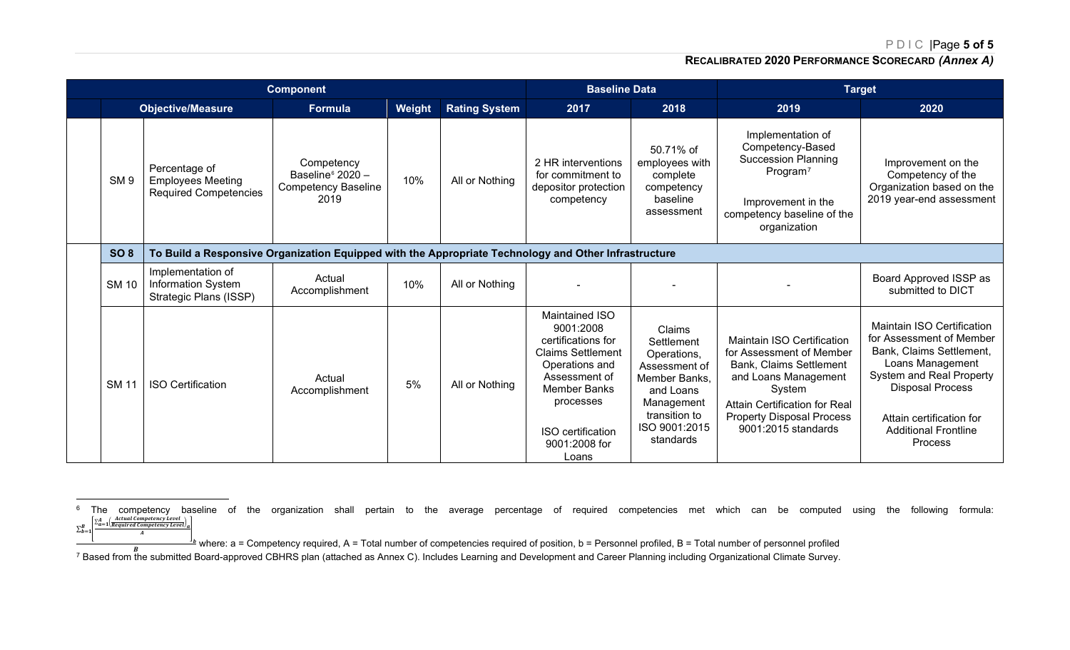**RECALIBRATED 2020 PERFORMANCE SCORECARD *(Annex A)***

| | Component | | | | | Baseline Data | | Target | |
|---|---|---|---|---|---|---|---|---|---|
| | Objective/Measure | | Formula | Weight | Rating System | 2017 | 2018 | 2019 | 2020 |
| | SM 9 | Percentage of Employees Meeting Required Competencies | Competency Baseline[6] 2020 – Competency Baseline 2019 | 10% | All or Nothing | 2 HR interventions for commitment to depositor protection competency | 50.71% of employees with complete competency baseline assessment | Implementation of Competency-Based Succession Planning Program[7] <br><br> Improvement in the competency baseline of the organization | Improvement on the Competency of the Organization based on the 2019 year-end assessment |
| | **SO 8** | **To Build a Responsive Organization Equipped with the Appropriate Technology and Other Infrastructure** | | | | | | | |
| | SM 10 | Implementation of Information System Strategic Plans (ISSP) | Actual Accomplishment | 10% | All or Nothing | - | - | - | Board Approved ISSP as submitted to DICT |
| | SM 11 | ISO Certification | Actual Accomplishment | 5% | All or Nothing | Maintained ISO 9001:2008 certifications for Claims Settlement Operations and Assessment of Member Banks processes <br><br> ISO certification 9001:2008 for Loans | Claims Settlement Operations, Assessment of Member Banks, and Loans Management transition to ISO 9001:2015 standards | Maintain ISO Certification for Assessment of Member Bank, Claims Settlement and Loans Management System <br> Attain Certification for Real Property Disposal Process 9001:2015 standards | Maintain ISO Certification for Assessment of Member Bank, Claims Settlement, Loans Management System and Real Property Disposal Process <br><br> Attain certification for Additional Frontline Process |

---

[6] The competency baseline of the organization shall pertain to the average percentage of required competencies met which can be computed using the following formula: $\frac{\sum_{b=1}^{B}\left[\frac{\sum_{a=1}^{A}\left(\frac{\text{Actual Competency Level}}{\text{Required Competency Level}}\right)_a}{A}\right]_b}{B}$ where: a = Competency required, A = Total number of competencies required of position, b = Personnel profiled, B = Total number of personnel profiled

[7] Based from the submitted Board-approved CBHRS plan (attached as Annex C). Includes Learning and Development and Career Planning including Organizational Climate Survey.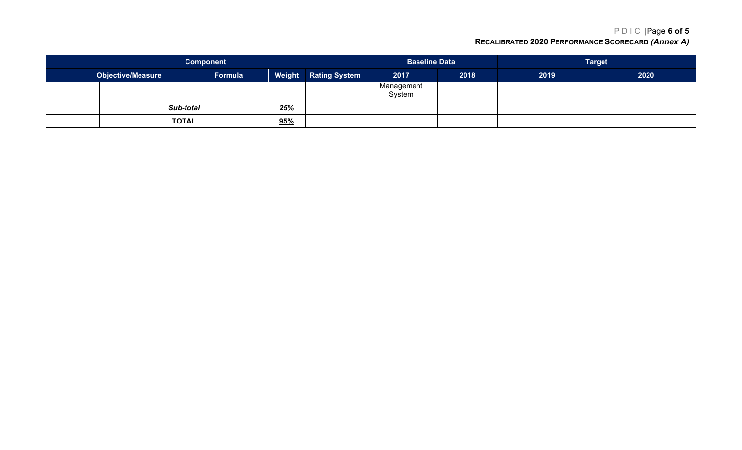**RECALIBRATED 2020 PERFORMANCE SCORECARD *(Annex A)***

| Component | | | | | | Baseline Data | | Target | |
|---|---|---|---|---|---|---|---|---|---|
| | Objective/Measure | | Formula | Weight | Rating System | 2017 | 2018 | 2019 | 2020 |
| | | | | | | Management System | | | |
| | | ***Sub-total*** | | ***25%*** | | | | | |
| | | **TOTAL** | | **<u>95%</u>** | | | | | |